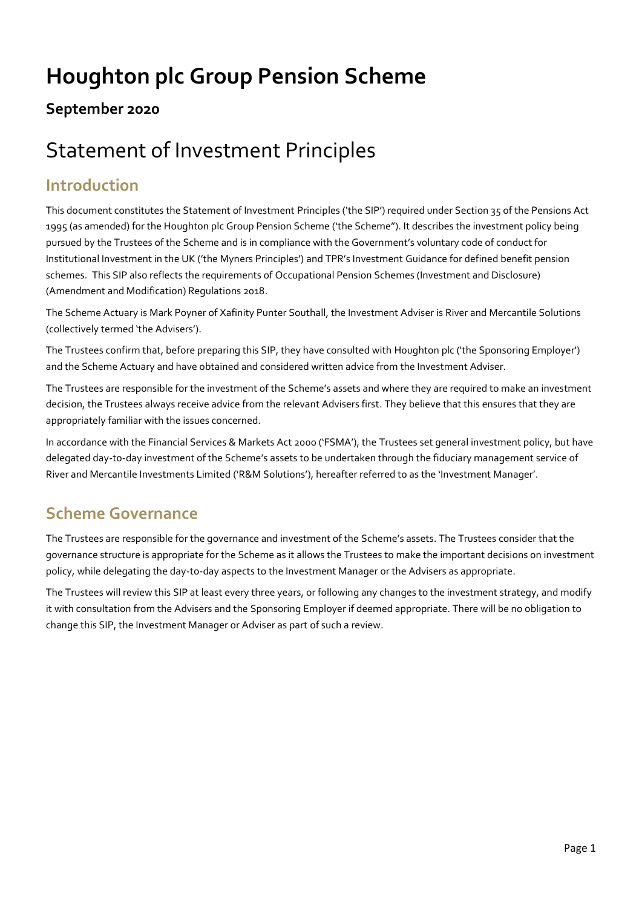# Houghton plc Group Pension Scheme

### September 2020

# Statement of Investment Principles

## Introduction

This document constitutes the Statement of Investment Principles ('the SIP') required under Section 35 of the Pensions Act 1995 (as amended) for the Houghton plc Group Pension Scheme ('the Scheme"). It describes the investment policy being pursued by the Trustees of the Scheme and is in compliance with the Government's voluntary code of conduct for Institutional Investment in the UK ('the Myners Principles') and TPR's Investment Guidance for defined benefit pension schemes. This SIP also reflects the requirements of Occupational Pension Schemes (Investment and Disclosure) (Amendment and Modification) Regulations 2018.

The Scheme Actuary is Mark Poyner of Xafinity Punter Southall, the Investment Adviser is River and Mercantile Solutions (collectively termed 'the Advisers').

The Trustees confirm that, before preparing this SIP, they have consulted with Houghton plc ('the Sponsoring Employer') and the Scheme Actuary and have obtained and considered written advice from the Investment Adviser.

The Trustees are responsible for the investment of the Scheme's assets and where they are required to make an investment decision, the Trustees always receive advice from the relevant Advisers first. They believe that this ensures that they are appropriately familiar with the issues concerned.

In accordance with the Financial Services & Markets Act 2000 ('FSMA'), the Trustees set general investment policy, but have delegated day-to-day investment of the Scheme's assets to be undertaken through the fiduciary management service of River and Mercantile Investments Limited ('R&M Solutions'), hereafter referred to as the 'Investment Manager'.

## Scheme Governance

The Trustees are responsible for the governance and investment of the Scheme's assets. The Trustees consider that the governance structure is appropriate for the Scheme as it allows the Trustees to make the important decisions on investment policy, while delegating the day-to-day aspects to the Investment Manager or the Advisers as appropriate.

The Trustees will review this SIP at least every three years, or following any changes to the investment strategy, and modify it with consultation from the Advisers and the Sponsoring Employer if deemed appropriate. There will be no obligation to change this SIP, the Investment Manager or Adviser as part of such a review.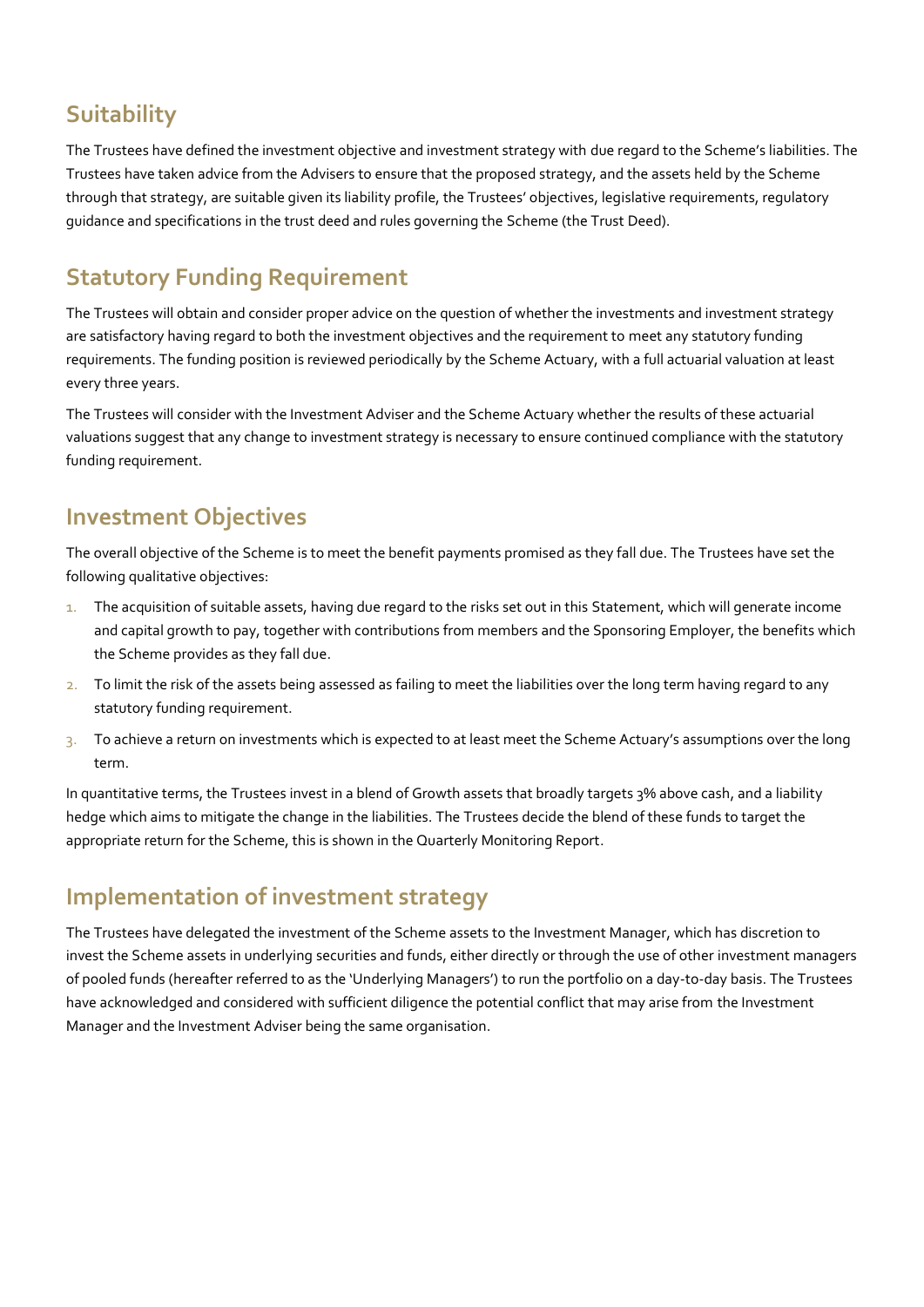## Suitability

The Trustees have defined the investment objective and investment strategy with due regard to the Scheme's liabilities. The Trustees have taken advice from the Advisers to ensure that the proposed strategy, and the assets held by the Scheme through that strategy, are suitable given its liability profile, the Trustees' objectives, legislative requirements, regulatory guidance and specifications in the trust deed and rules governing the Scheme (the Trust Deed).

## Statutory Funding Requirement

The Trustees will obtain and consider proper advice on the question of whether the investments and investment strategy are satisfactory having regard to both the investment objectives and the requirement to meet any statutory funding requirements. The funding position is reviewed periodically by the Scheme Actuary, with a full actuarial valuation at least every three years.

The Trustees will consider with the Investment Adviser and the Scheme Actuary whether the results of these actuarial valuations suggest that any change to investment strategy is necessary to ensure continued compliance with the statutory funding requirement.

## Investment Objectives

The overall objective of the Scheme is to meet the benefit payments promised as they fall due. The Trustees have set the following qualitative objectives:

1. The acquisition of suitable assets, having due regard to the risks set out in this Statement, which will generate income and capital growth to pay, together with contributions from members and the Sponsoring Employer, the benefits which the Scheme provides as they fall due.
2. To limit the risk of the assets being assessed as failing to meet the liabilities over the long term having regard to any statutory funding requirement.
3. To achieve a return on investments which is expected to at least meet the Scheme Actuary's assumptions over the long term.

In quantitative terms, the Trustees invest in a blend of Growth assets that broadly targets 3% above cash, and a liability hedge which aims to mitigate the change in the liabilities. The Trustees decide the blend of these funds to target the appropriate return for the Scheme, this is shown in the Quarterly Monitoring Report.

## Implementation of investment strategy

The Trustees have delegated the investment of the Scheme assets to the Investment Manager, which has discretion to invest the Scheme assets in underlying securities and funds, either directly or through the use of other investment managers of pooled funds (hereafter referred to as the 'Underlying Managers') to run the portfolio on a day-to-day basis. The Trustees have acknowledged and considered with sufficient diligence the potential conflict that may arise from the Investment Manager and the Investment Adviser being the same organisation.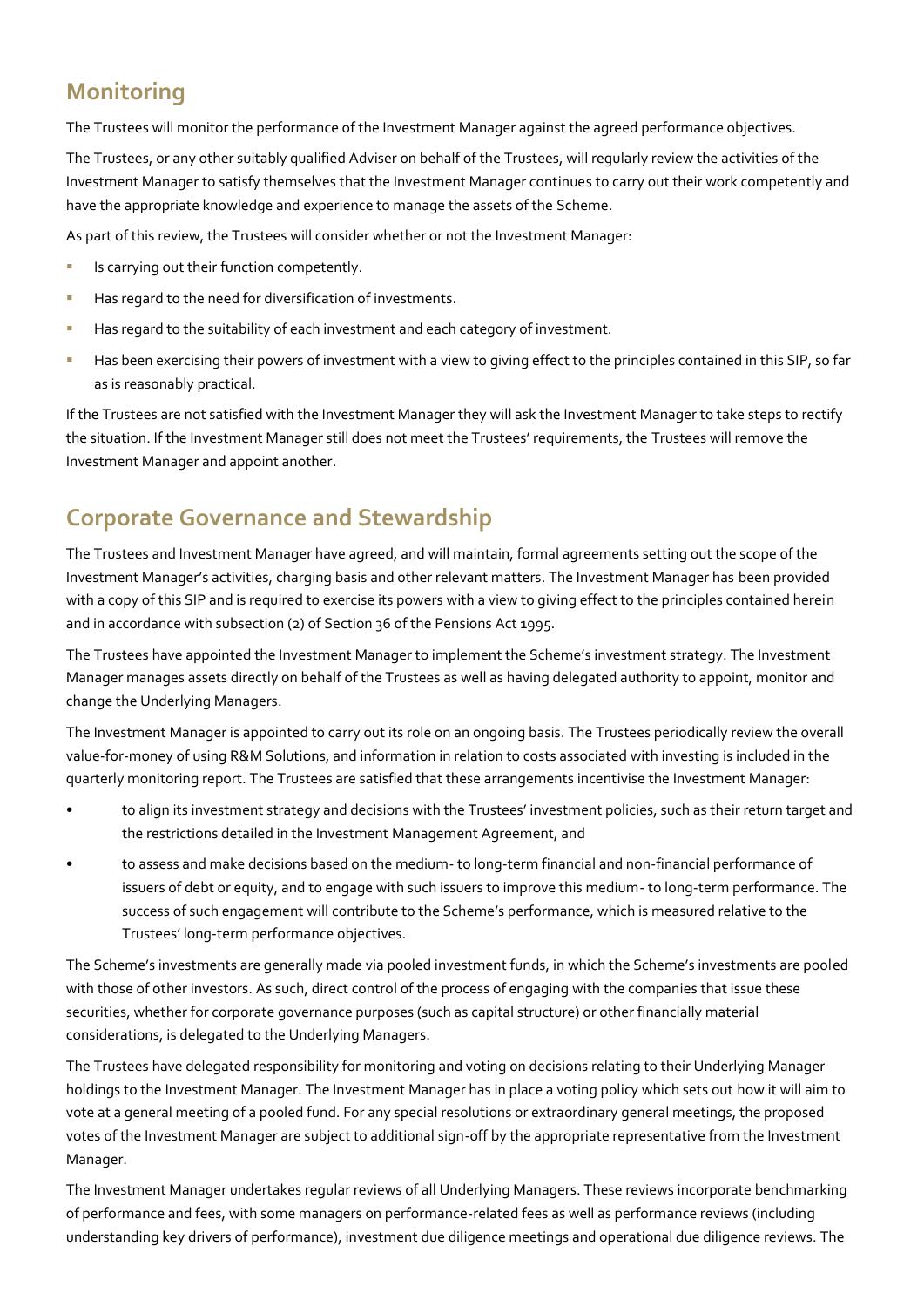## Monitoring

The Trustees will monitor the performance of the Investment Manager against the agreed performance objectives.

The Trustees, or any other suitably qualified Adviser on behalf of the Trustees, will regularly review the activities of the Investment Manager to satisfy themselves that the Investment Manager continues to carry out their work competently and have the appropriate knowledge and experience to manage the assets of the Scheme.

As part of this review, the Trustees will consider whether or not the Investment Manager:

- Is carrying out their function competently.
- Has regard to the need for diversification of investments.
- Has regard to the suitability of each investment and each category of investment.
- Has been exercising their powers of investment with a view to giving effect to the principles contained in this SIP, so far as is reasonably practical.

If the Trustees are not satisfied with the Investment Manager they will ask the Investment Manager to take steps to rectify the situation. If the Investment Manager still does not meet the Trustees' requirements, the Trustees will remove the Investment Manager and appoint another.

## Corporate Governance and Stewardship

The Trustees and Investment Manager have agreed, and will maintain, formal agreements setting out the scope of the Investment Manager's activities, charging basis and other relevant matters. The Investment Manager has been provided with a copy of this SIP and is required to exercise its powers with a view to giving effect to the principles contained herein and in accordance with subsection (2) of Section 36 of the Pensions Act 1995.

The Trustees have appointed the Investment Manager to implement the Scheme's investment strategy. The Investment Manager manages assets directly on behalf of the Trustees as well as having delegated authority to appoint, monitor and change the Underlying Managers.

The Investment Manager is appointed to carry out its role on an ongoing basis. The Trustees periodically review the overall value-for-money of using R&M Solutions, and information in relation to costs associated with investing is included in the quarterly monitoring report. The Trustees are satisfied that these arrangements incentivise the Investment Manager:

- to align its investment strategy and decisions with the Trustees' investment policies, such as their return target and the restrictions detailed in the Investment Management Agreement, and
- to assess and make decisions based on the medium- to long-term financial and non-financial performance of issuers of debt or equity, and to engage with such issuers to improve this medium- to long-term performance. The success of such engagement will contribute to the Scheme's performance, which is measured relative to the Trustees' long-term performance objectives.

The Scheme's investments are generally made via pooled investment funds, in which the Scheme's investments are pooled with those of other investors. As such, direct control of the process of engaging with the companies that issue these securities, whether for corporate governance purposes (such as capital structure) or other financially material considerations, is delegated to the Underlying Managers.

The Trustees have delegated responsibility for monitoring and voting on decisions relating to their Underlying Manager holdings to the Investment Manager. The Investment Manager has in place a voting policy which sets out how it will aim to vote at a general meeting of a pooled fund. For any special resolutions or extraordinary general meetings, the proposed votes of the Investment Manager are subject to additional sign-off by the appropriate representative from the Investment Manager.

The Investment Manager undertakes regular reviews of all Underlying Managers. These reviews incorporate benchmarking of performance and fees, with some managers on performance-related fees as well as performance reviews (including understanding key drivers of performance), investment due diligence meetings and operational due diligence reviews. The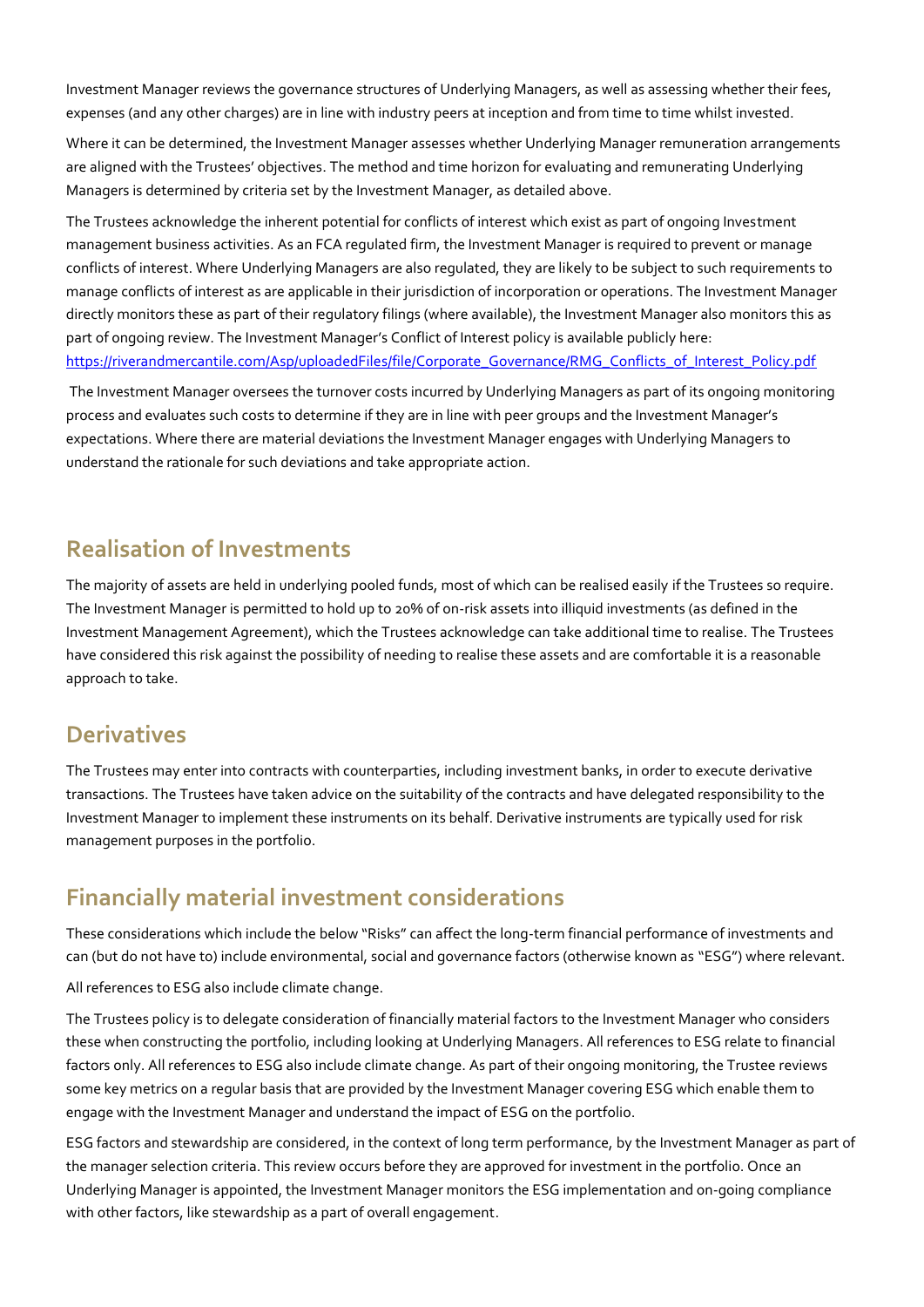Investment Manager reviews the governance structures of Underlying Managers, as well as assessing whether their fees, expenses (and any other charges) are in line with industry peers at inception and from time to time whilst invested.

Where it can be determined, the Investment Manager assesses whether Underlying Manager remuneration arrangements are aligned with the Trustees' objectives. The method and time horizon for evaluating and remunerating Underlying Managers is determined by criteria set by the Investment Manager, as detailed above.

The Trustees acknowledge the inherent potential for conflicts of interest which exist as part of ongoing Investment management business activities. As an FCA regulated firm, the Investment Manager is required to prevent or manage conflicts of interest. Where Underlying Managers are also regulated, they are likely to be subject to such requirements to manage conflicts of interest as are applicable in their jurisdiction of incorporation or operations. The Investment Manager directly monitors these as part of their regulatory filings (where available), the Investment Manager also monitors this as part of ongoing review. The Investment Manager's Conflict of Interest policy is available publicly here: [https://riverandmercantile.com/Asp/uploadedFiles/file/Corporate_Governance/RMG_Conflicts_of_Interest_Policy.pdf](https://riverandmercantile.com/Asp/uploadedFiles/file/Corporate_Governance/RMG_Conflicts_of_Interest_Policy.pdf)

The Investment Manager oversees the turnover costs incurred by Underlying Managers as part of its ongoing monitoring process and evaluates such costs to determine if they are in line with peer groups and the Investment Manager's expectations. Where there are material deviations the Investment Manager engages with Underlying Managers to understand the rationale for such deviations and take appropriate action.

## Realisation of Investments

The majority of assets are held in underlying pooled funds, most of which can be realised easily if the Trustees so require. The Investment Manager is permitted to hold up to 20% of on-risk assets into illiquid investments (as defined in the Investment Management Agreement), which the Trustees acknowledge can take additional time to realise. The Trustees have considered this risk against the possibility of needing to realise these assets and are comfortable it is a reasonable approach to take.

## Derivatives

The Trustees may enter into contracts with counterparties, including investment banks, in order to execute derivative transactions. The Trustees have taken advice on the suitability of the contracts and have delegated responsibility to the Investment Manager to implement these instruments on its behalf. Derivative instruments are typically used for risk management purposes in the portfolio.

## Financially material investment considerations

These considerations which include the below "Risks" can affect the long-term financial performance of investments and can (but do not have to) include environmental, social and governance factors (otherwise known as "ESG") where relevant.

All references to ESG also include climate change.

The Trustees policy is to delegate consideration of financially material factors to the Investment Manager who considers these when constructing the portfolio, including looking at Underlying Managers. All references to ESG relate to financial factors only. All references to ESG also include climate change. As part of their ongoing monitoring, the Trustee reviews some key metrics on a regular basis that are provided by the Investment Manager covering ESG which enable them to engage with the Investment Manager and understand the impact of ESG on the portfolio.

ESG factors and stewardship are considered, in the context of long term performance, by the Investment Manager as part of the manager selection criteria. This review occurs before they are approved for investment in the portfolio. Once an Underlying Manager is appointed, the Investment Manager monitors the ESG implementation and on-going compliance with other factors, like stewardship as a part of overall engagement.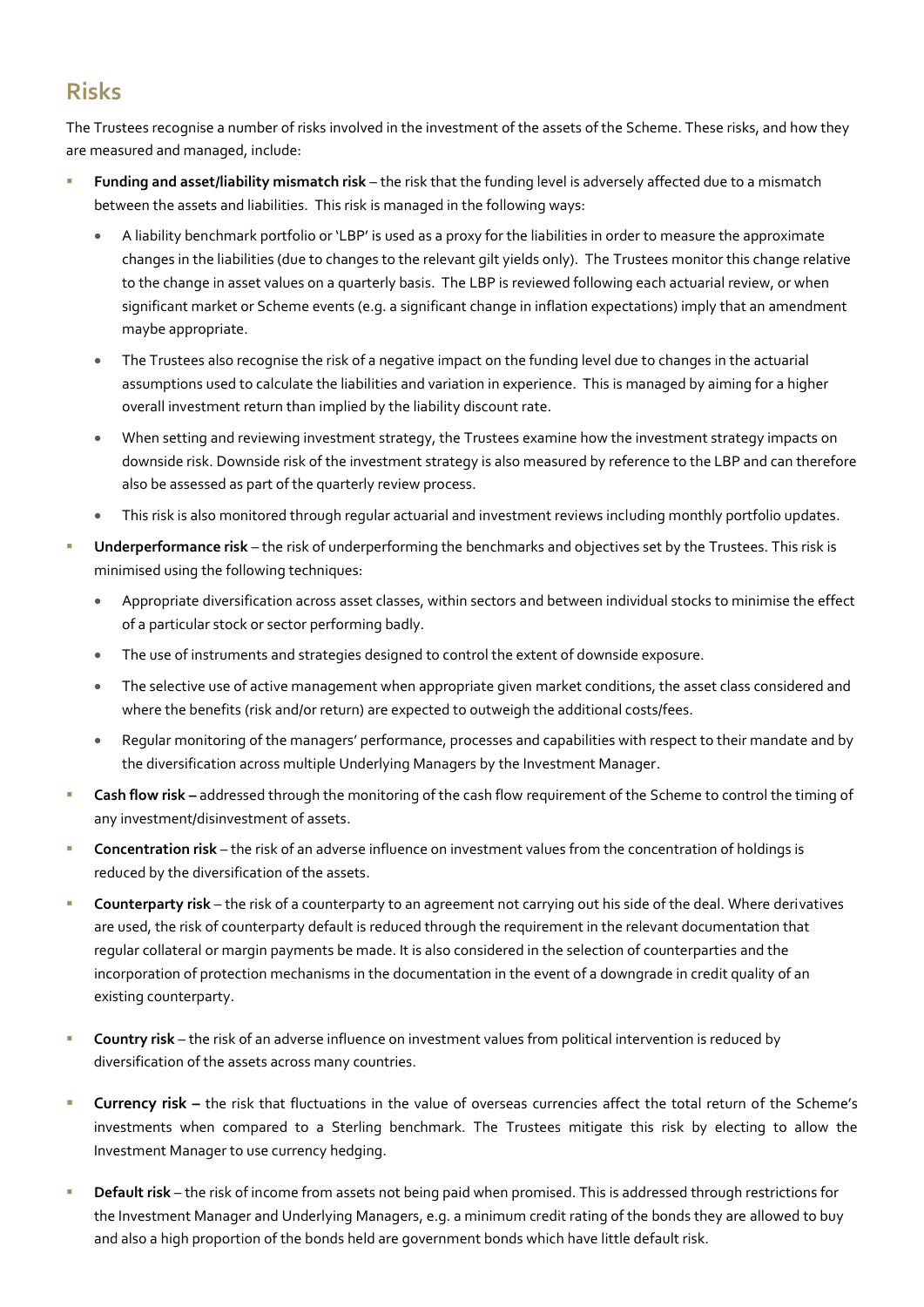## Risks

The Trustees recognise a number of risks involved in the investment of the assets of the Scheme. These risks, and how they are measured and managed, include:

- **Funding and asset/liability mismatch risk** – the risk that the funding level is adversely affected due to a mismatch between the assets and liabilities. This risk is managed in the following ways:
  - A liability benchmark portfolio or 'LBP' is used as a proxy for the liabilities in order to measure the approximate changes in the liabilities (due to changes to the relevant gilt yields only). The Trustees monitor this change relative to the change in asset values on a quarterly basis. The LBP is reviewed following each actuarial review, or when significant market or Scheme events (e.g. a significant change in inflation expectations) imply that an amendment maybe appropriate.
  - The Trustees also recognise the risk of a negative impact on the funding level due to changes in the actuarial assumptions used to calculate the liabilities and variation in experience. This is managed by aiming for a higher overall investment return than implied by the liability discount rate.
  - When setting and reviewing investment strategy, the Trustees examine how the investment strategy impacts on downside risk. Downside risk of the investment strategy is also measured by reference to the LBP and can therefore also be assessed as part of the quarterly review process.
  - This risk is also monitored through regular actuarial and investment reviews including monthly portfolio updates.
- **Underperformance risk** – the risk of underperforming the benchmarks and objectives set by the Trustees. This risk is minimised using the following techniques:
  - Appropriate diversification across asset classes, within sectors and between individual stocks to minimise the effect of a particular stock or sector performing badly.
  - The use of instruments and strategies designed to control the extent of downside exposure.
  - The selective use of active management when appropriate given market conditions, the asset class considered and where the benefits (risk and/or return) are expected to outweigh the additional costs/fees.
  - Regular monitoring of the managers' performance, processes and capabilities with respect to their mandate and by the diversification across multiple Underlying Managers by the Investment Manager.
- **Cash flow risk –** addressed through the monitoring of the cash flow requirement of the Scheme to control the timing of any investment/disinvestment of assets.
- **Concentration risk** – the risk of an adverse influence on investment values from the concentration of holdings is reduced by the diversification of the assets.
- **Counterparty risk** – the risk of a counterparty to an agreement not carrying out his side of the deal. Where derivatives are used, the risk of counterparty default is reduced through the requirement in the relevant documentation that regular collateral or margin payments be made. It is also considered in the selection of counterparties and the incorporation of protection mechanisms in the documentation in the event of a downgrade in credit quality of an existing counterparty.
- **Country risk** – the risk of an adverse influence on investment values from political intervention is reduced by diversification of the assets across many countries.
- **Currency risk –** the risk that fluctuations in the value of overseas currencies affect the total return of the Scheme's investments when compared to a Sterling benchmark. The Trustees mitigate this risk by electing to allow the Investment Manager to use currency hedging.
- **Default risk** – the risk of income from assets not being paid when promised. This is addressed through restrictions for the Investment Manager and Underlying Managers, e.g. a minimum credit rating of the bonds they are allowed to buy and also a high proportion of the bonds held are government bonds which have little default risk.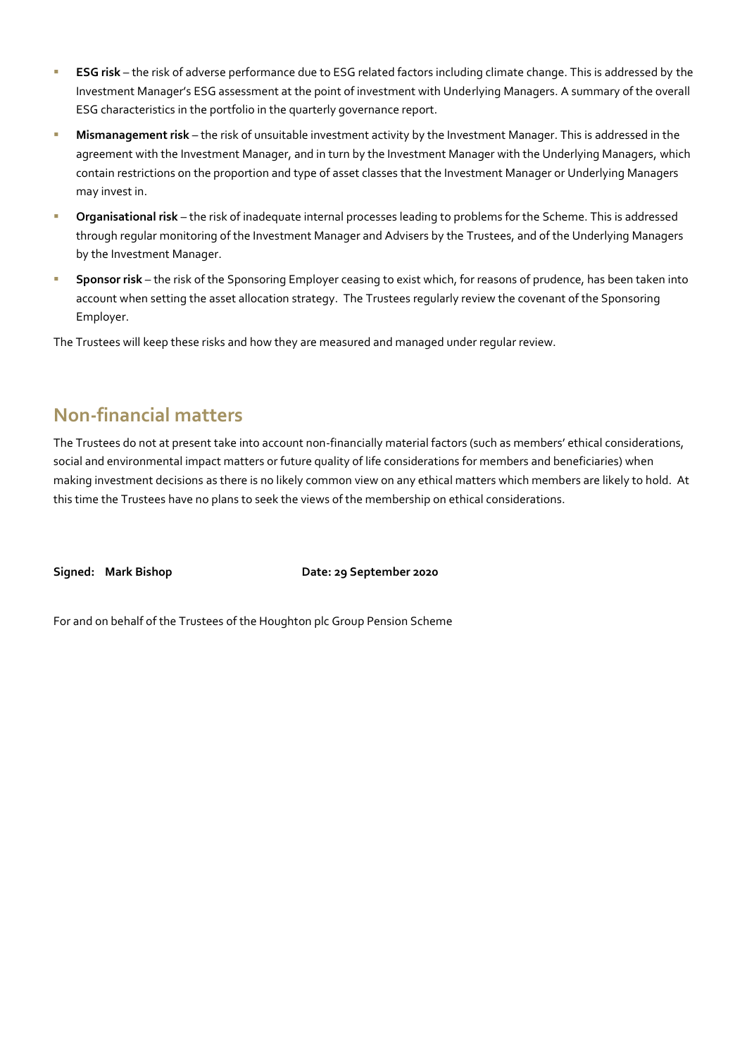- **ESG risk** – the risk of adverse performance due to ESG related factors including climate change. This is addressed by the Investment Manager's ESG assessment at the point of investment with Underlying Managers. A summary of the overall ESG characteristics in the portfolio in the quarterly governance report.
- **Mismanagement risk** – the risk of unsuitable investment activity by the Investment Manager. This is addressed in the agreement with the Investment Manager, and in turn by the Investment Manager with the Underlying Managers, which contain restrictions on the proportion and type of asset classes that the Investment Manager or Underlying Managers may invest in.
- **Organisational risk** – the risk of inadequate internal processes leading to problems for the Scheme. This is addressed through regular monitoring of the Investment Manager and Advisers by the Trustees, and of the Underlying Managers by the Investment Manager.
- **Sponsor risk** – the risk of the Sponsoring Employer ceasing to exist which, for reasons of prudence, has been taken into account when setting the asset allocation strategy. The Trustees regularly review the covenant of the Sponsoring Employer.

The Trustees will keep these risks and how they are measured and managed under regular review.

## Non-financial matters

The Trustees do not at present take into account non-financially material factors (such as members' ethical considerations, social and environmental impact matters or future quality of life considerations for members and beneficiaries) when making investment decisions as there is no likely common view on any ethical matters which members are likely to hold. At this time the Trustees have no plans to seek the views of the membership on ethical considerations.

**Signed: Mark Bishop** **Date: 29 September 2020**

For and on behalf of the Trustees of the Houghton plc Group Pension Scheme